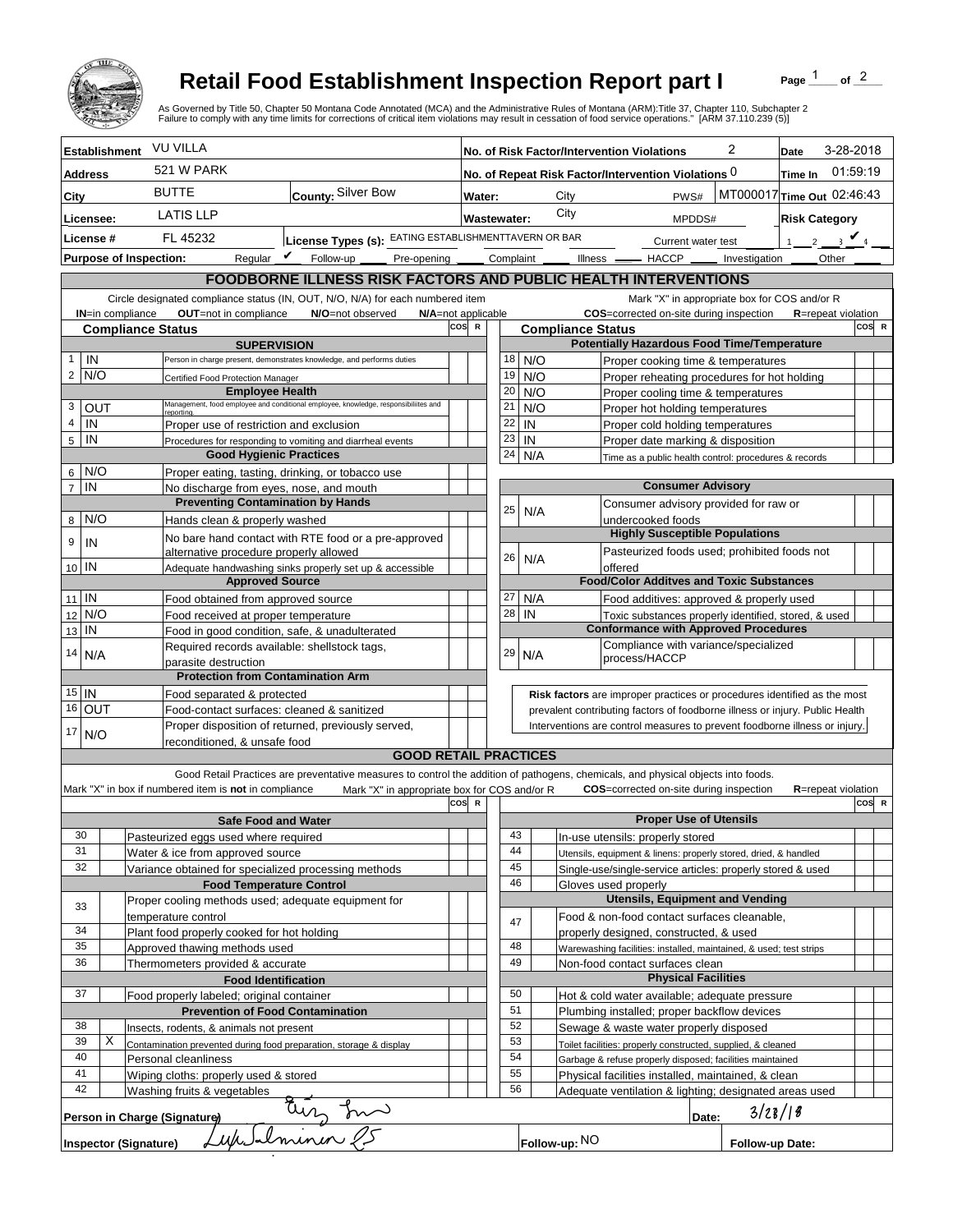# Retail Food Establishment Inspection Report part I

As Governed by Title 50, Chapter 50 Montana Code Annotated (MCA) and the Administrative Rules of Montana (ARM):Title 37, Chapter 110, Subchapter 2
Failure to comply with any time limits for corrections of critical item violations may result in cessation of food service operations." [ARM 37.110.239 (5)]

| | | | |
|---|---|---|---|
| **Establishment** VU VILLA | | **No. of Risk Factor/Intervention Violations** 2 | **Date** 3-28-2018 |
| **Address** 521 W PARK | | **No. of Repeat Risk Factor/Intervention Violations** 0 | **Time In** 01:59:19 |
| **City** BUTTE | **County:** Silver Bow | **Water:** City PWS# MT000017 | **Time Out** 02:46:43 |
| **Licensee:** LATIS LLP | | **Wastewater:** City MPDDS# | **Risk Category** |
| **License #** FL 45232 | **License Types (s):** EATING ESTABLISHMENTTAVERN OR BAR | Current water test | 1 __ 2 __ 3 ✔ 4 __ |

**Purpose of Inspection:** Regular ✔ Follow-up ____ Pre-opening ____ Complaint ____ Illness ____ HACCP ____ Investigation ____ Other ____

## FOODBORNE ILLNESS RISK FACTORS AND PUBLIC HEALTH INTERVENTIONS

Circle designated compliance status (IN, OUT, N/O, N/A) for each numbered item — **IN**=in compliance **OUT**=not in compliance **N/O**=not observed **N/A**=not applicable

Mark "X" in appropriate box for COS and/or R — **COS**=corrected on-site during inspection **R**=repeat violation

| # | Compliance Status | Item | COS | R |
|---|---|---|---|---|
| | | **SUPERVISION** | | |
| 1 | IN | Person in charge present, demonstrates knowledge, and performs duties | | |
| 2 | N/O | Certified Food Protection Manager | | |
| | | **Employee Health** | | |
| 3 | OUT | Management, food employee and conditional employee, knowledge, responsibilities and reporting. | | |
| 4 | IN | Proper use of restriction and exclusion | | |
| 5 | IN | Procedures for responding to vomiting and diarrheal events | | |
| | | **Good Hygienic Practices** | | |
| 6 | N/O | Proper eating, tasting, drinking, or tobacco use | | |
| 7 | IN | No discharge from eyes, nose, and mouth | | |
| | | **Preventing Contamination by Hands** | | |
| 8 | N/O | Hands clean & properly washed | | |
| 9 | IN | No bare hand contact with RTE food or a pre-approved alternative procedure properly allowed | | |
| 10 | IN | Adequate handwashing sinks properly set up & accessible | | |
| | | **Approved Source** | | |
| 11 | IN | Food obtained from approved source | | |
| 12 | N/O | Food received at proper temperature | | |
| 13 | IN | Food in good condition, safe, & unadulterated | | |
| 14 | N/A | Required records available: shellstock tags, parasite destruction | | |
| | | **Protection from Contamination Arm** | | |
| 15 | IN | Food separated & protected | | |
| 16 | OUT | Food-contact surfaces: cleaned & sanitized | | |
| 17 | N/O | Proper disposition of returned, previously served, reconditioned, & unsafe food | | |
| | | **Potentially Hazardous Food Time/Temperature** | | |
| 18 | N/O | Proper cooking time & temperatures | | |
| 19 | N/O | Proper reheating procedures for hot holding | | |
| 20 | N/O | Proper cooling time & temperatures | | |
| 21 | N/O | Proper hot holding temperatures | | |
| 22 | IN | Proper cold holding temperatures | | |
| 23 | IN | Proper date marking & disposition | | |
| 24 | N/A | Time as a public health control: procedures & records | | |
| | | **Consumer Advisory** | | |
| 25 | N/A | Consumer advisory provided for raw or undercooked foods | | |
| | | **Highly Susceptible Populations** | | |
| 26 | N/A | Pasteurized foods used; prohibited foods not offered | | |
| | | **Food/Color Additves and Toxic Substances** | | |
| 27 | N/A | Food additives: approved & properly used | | |
| 28 | IN | Toxic substances properly identified, stored, & used | | |
| | | **Conformance with Approved Procedures** | | |
| 29 | N/A | Compliance with variance/specialized process/HACCP | | |

**Risk factors** are improper practices or procedures identified as the most prevalent contributing factors of foodborne illness or injury. Public Health Interventions are control measures to prevent foodborne illness or injury.

## GOOD RETAIL PRACTICES

Good Retail Practices are preventative measures to control the addition of pathogens, chemicals, and physical objects into foods.

Mark "X" in box if numbered item is **not** in compliance. Mark "X" in appropriate box for COS and/or R — **COS**=corrected on-site during inspection **R**=repeat violation

| # | X | Item | COS | R |
|---|---|---|---|---|
| | | **Safe Food and Water** | | |
| 30 | | Pasteurized eggs used where required | | |
| 31 | | Water & ice from approved source | | |
| 32 | | Variance obtained for specialized processing methods | | |
| | | **Food Temperature Control** | | |
| 33 | | Proper cooling methods used; adequate equipment for temperature control | | |
| 34 | | Plant food properly cooked for hot holding | | |
| 35 | | Approved thawing methods used | | |
| 36 | | Thermometers provided & accurate | | |
| | | **Food Identification** | | |
| 37 | | Food properly labeled; original container | | |
| | | **Prevention of Food Contamination** | | |
| 38 | | Insects, rodents, & animals not present | | |
| 39 | X | Contamination prevented during food preparation, storage & display | | |
| 40 | | Personal cleanliness | | |
| 41 | | Wiping cloths: properly used & stored | | |
| 42 | | Washing fruits & vegetables | | |
| | | **Proper Use of Utensils** | | |
| 43 | | In-use utensils: properly stored | | |
| 44 | | Utensils, equipment & linens: properly stored, dried, & handled | | |
| 45 | | Single-use/single-service articles: properly stored & used | | |
| 46 | | Gloves used properly | | |
| | | **Utensils, Equipment and Vending** | | |
| 47 | | Food & non-food contact surfaces cleanable, properly designed, constructed, & used | | |
| 48 | | Warewashing facilities: installed, maintained, & used; test strips | | |
| 49 | | Non-food contact surfaces clean | | |
| | | **Physical Facilities** | | |
| 50 | | Hot & cold water available; adequate pressure | | |
| 51 | | Plumbing installed; proper backflow devices | | |
| 52 | | Sewage & waste water properly disposed | | |
| 53 | | Toilet facilities: properly constructed, supplied, & cleaned | | |
| 54 | | Garbage & refuse properly disposed; facilities maintained | | |
| 55 | | Physical facilities installed, maintained, & clean | | |
| 56 | | Adequate ventilation & lighting; designated areas used | | |

**Person in Charge (Signature)** [signature] **Date:** 3/28/18

**Inspector (Signature)** [signature] **Follow-up:** NO **Follow-up Date:**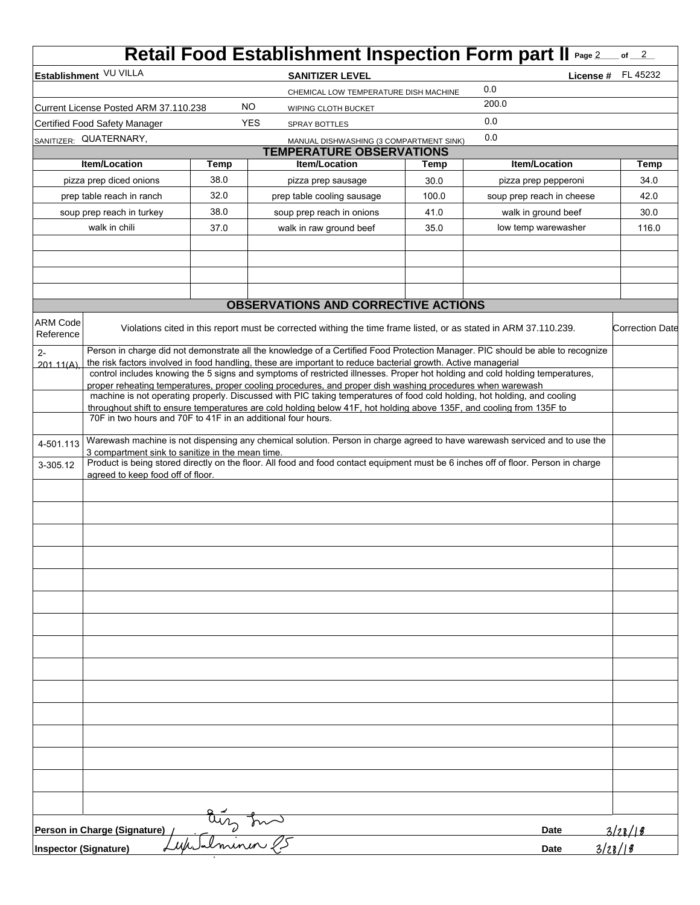# Retail Food Establishment Inspection Form part II

Page 2 of 2

| | | | |
|---|---|---|---|
| **Establishment** VU VILLA | | **SANITIZER LEVEL** | **License #** FL 45232 |
| | | CHEMICAL LOW TEMPERATURE DISH MACHINE | 0.0 |
| Current License Posted ARM 37.110.238 | NO | WIPING CLOTH BUCKET | 200.0 |
| Certified Food Safety Manager | YES | SPRAY BOTTLES | 0.0 |
| SANITIZER: QUATERNARY, | | MANUAL DISHWASHING (3 COMPARTMENT SINK) | 0.0 |

## TEMPERATURE OBSERVATIONS

| Item/Location | Temp | Item/Location | Temp | Item/Location | Temp |
|---|---|---|---|---|---|
| pizza prep diced onions | 38.0 | pizza prep sausage | 30.0 | pizza prep pepperoni | 34.0 |
| prep table reach in ranch | 32.0 | prep table cooling sausage | 100.0 | soup prep reach in cheese | 42.0 |
| soup prep reach in turkey | 38.0 | soup prep reach in onions | 41.0 | walk in ground beef | 30.0 |
| walk in chili | 37.0 | walk in raw ground beef | 35.0 | low temp warewasher | 116.0 |

## OBSERVATIONS AND CORRECTIVE ACTIONS

| ARM Code Reference | Violations cited in this report must be corrected withing the time frame listed, or as stated in ARM 37.110.239. | Correction Date |
|---|---|---|
| 2-201.11(A), | Person in charge did not demonstrate all the knowledge of a Certified Food Protection Manager. PIC should be able to recognize the risk factors involved in food handling, these are important to reduce bacterial growth. Active managerial control includes knowing the 5 signs and symptoms of restricted illnesses. Proper hot holding and cold holding temperatures, proper reheating temperatures, proper cooling procedures, and proper dish washing procedures when warewash machine is not operating properly. Discussed with PIC taking temperatures of food cold holding, hot holding, and cooling throughout shift to ensure temperatures are cold holding below 41F, hot holding above 135F, and cooling from 135F to 70F in two hours and 70F to 41F in an additional four hours. | |
| 4-501.113 | Warewash machine is not dispensing any chemical solution. Person in charge agreed to have warewash serviced and to use the 3 compartment sink to sanitize in the mean time. | |
| 3-305.12 | Product is being stored directly on the floor. All food and food contact equipment must be 6 inches off of floor. Person in charge agreed to keep food off of floor. | |

**Person in Charge (Signature)** [signature] **Date** 3/28/18

**Inspector (Signature)** Luke Salminen [signature] **Date** 3/28/18